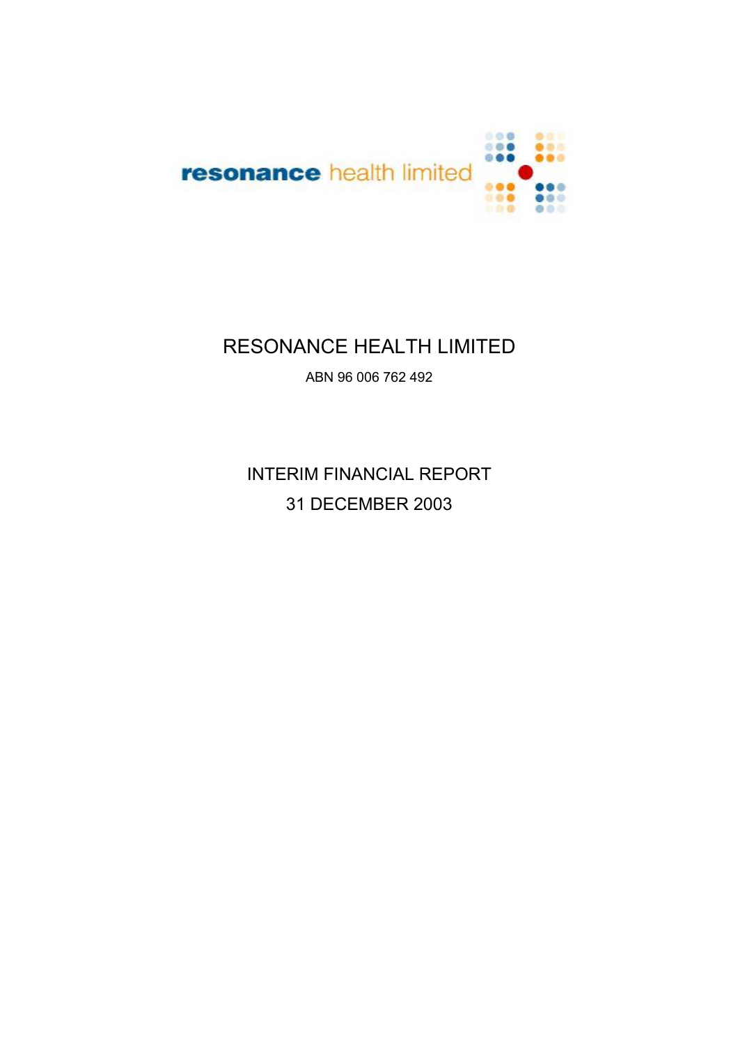resonance health limited

# RESONANCE HEALTH LIMITED

ABN 96 006 762 492

## INTERIM FINANCIAL REPORT

## 31 DECEMBER 2003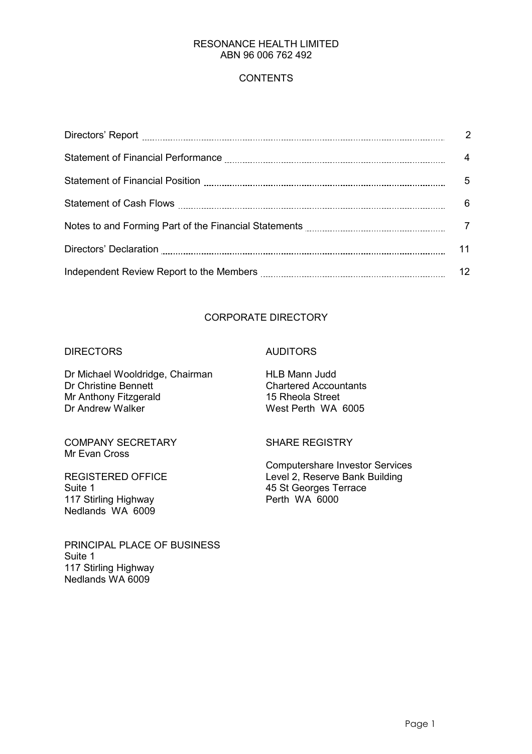RESONANCE HEALTH LIMITED
ABN 96 006 762 492

# CONTENTS

| | |
|---|---|
| Directors' Report | 2 |
| Statement of Financial Performance | 4 |
| Statement of Financial Position | 5 |
| Statement of Cash Flows | 6 |
| Notes to and Forming Part of the Financial Statements | 7 |
| Directors' Declaration | 11 |
| Independent Review Report to the Members | 12 |

## CORPORATE DIRECTORY

**DIRECTORS**

Dr Michael Wooldridge, Chairman
Dr Christine Bennett
Mr Anthony Fitzgerald
Dr Andrew Walker

**COMPANY SECRETARY**
Mr Evan Cross

**REGISTERED OFFICE**
Suite 1
117 Stirling Highway
Nedlands WA 6009

**PRINCIPAL PLACE OF BUSINESS**
Suite 1
117 Stirling Highway
Nedlands WA 6009

**AUDITORS**

HLB Mann Judd
Chartered Accountants
15 Rheola Street
West Perth WA 6005

**SHARE REGISTRY**

Computershare Investor Services
Level 2, Reserve Bank Building
45 St Georges Terrace
Perth WA 6000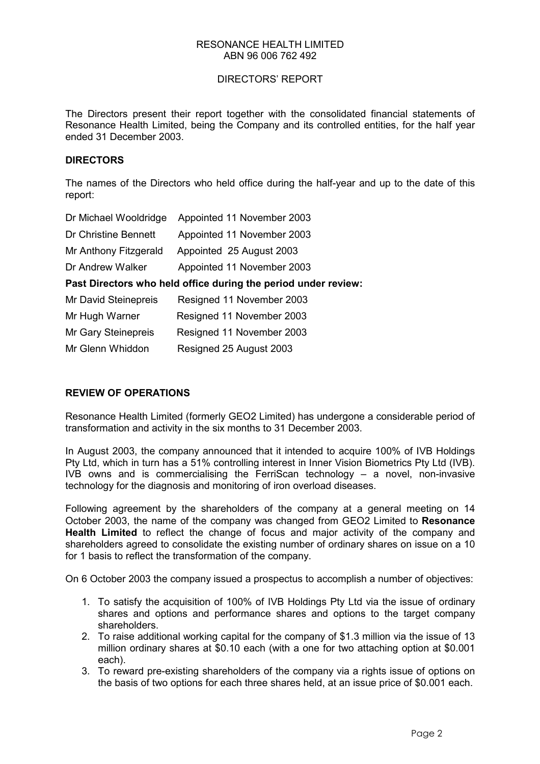RESONANCE HEALTH LIMITED
ABN 96 006 762 492

DIRECTORS' REPORT

The Directors present their report together with the consolidated financial statements of Resonance Health Limited, being the Company and its controlled entities, for the half year ended 31 December 2003.

## DIRECTORS

The names of the Directors who held office during the half-year and up to the date of this report:

| | |
|---|---|
| Dr Michael Wooldridge | Appointed 11 November 2003 |
| Dr Christine Bennett | Appointed 11 November 2003 |
| Mr Anthony Fitzgerald | Appointed 25 August 2003 |
| Dr Andrew Walker | Appointed 11 November 2003 |

**Past Directors who held office during the period under review:**

| | |
|---|---|
| Mr David Steinepreis | Resigned 11 November 2003 |
| Mr Hugh Warner | Resigned 11 November 2003 |
| Mr Gary Steinepreis | Resigned 11 November 2003 |
| Mr Glenn Whiddon | Resigned 25 August 2003 |

## REVIEW OF OPERATIONS

Resonance Health Limited (formerly GEO2 Limited) has undergone a considerable period of transformation and activity in the six months to 31 December 2003.

In August 2003, the company announced that it intended to acquire 100% of IVB Holdings Pty Ltd, which in turn has a 51% controlling interest in Inner Vision Biometrics Pty Ltd (IVB). IVB owns and is commercialising the FerriScan technology – a novel, non-invasive technology for the diagnosis and monitoring of iron overload diseases.

Following agreement by the shareholders of the company at a general meeting on 14 October 2003, the name of the company was changed from GEO2 Limited to **Resonance Health Limited** to reflect the change of focus and major activity of the company and shareholders agreed to consolidate the existing number of ordinary shares on issue on a 10 for 1 basis to reflect the transformation of the company.

On 6 October 2003 the company issued a prospectus to accomplish a number of objectives:

1. To satisfy the acquisition of 100% of IVB Holdings Pty Ltd via the issue of ordinary shares and options and performance shares and options to the target company shareholders.
2. To raise additional working capital for the company of $1.3 million via the issue of 13 million ordinary shares at $0.10 each (with a one for two attaching option at $0.001 each).
3. To reward pre-existing shareholders of the company via a rights issue of options on the basis of two options for each three shares held, at an issue price of $0.001 each.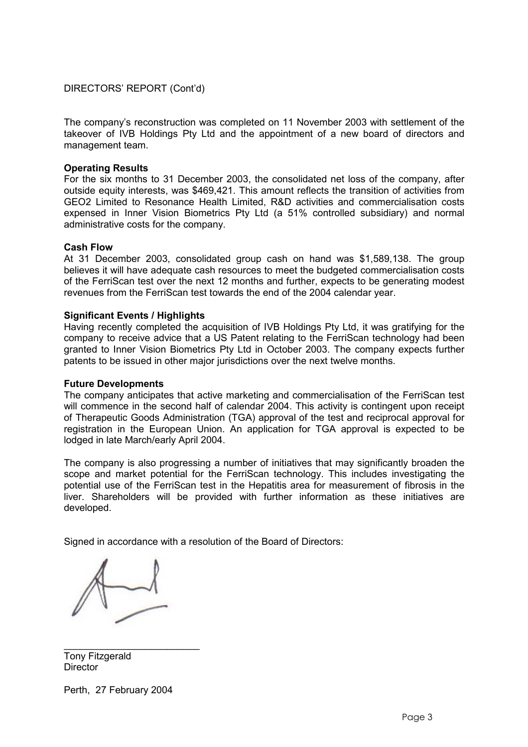DIRECTORS' REPORT (Cont'd)

The company's reconstruction was completed on 11 November 2003 with settlement of the takeover of IVB Holdings Pty Ltd and the appointment of a new board of directors and management team.

**Operating Results**

For the six months to 31 December 2003, the consolidated net loss of the company, after outside equity interests, was $469,421. This amount reflects the transition of activities from GEO2 Limited to Resonance Health Limited, R&D activities and commercialisation costs expensed in Inner Vision Biometrics Pty Ltd (a 51% controlled subsidiary) and normal administrative costs for the company.

**Cash Flow**

At 31 December 2003, consolidated group cash on hand was $1,589,138. The group believes it will have adequate cash resources to meet the budgeted commercialisation costs of the FerriScan test over the next 12 months and further, expects to be generating modest revenues from the FerriScan test towards the end of the 2004 calendar year.

**Significant Events / Highlights**

Having recently completed the acquisition of IVB Holdings Pty Ltd, it was gratifying for the company to receive advice that a US Patent relating to the FerriScan technology had been granted to Inner Vision Biometrics Pty Ltd in October 2003. The company expects further patents to be issued in other major jurisdictions over the next twelve months.

**Future Developments**

The company anticipates that active marketing and commercialisation of the FerriScan test will commence in the second half of calendar 2004. This activity is contingent upon receipt of Therapeutic Goods Administration (TGA) approval of the test and reciprocal approval for registration in the European Union. An application for TGA approval is expected to be lodged in late March/early April 2004.

The company is also progressing a number of initiatives that may significantly broaden the scope and market potential for the FerriScan technology. This includes investigating the potential use of the FerriScan test in the Hepatitis area for measurement of fibrosis in the liver. Shareholders will be provided with further information as these initiatives are developed.

Signed in accordance with a resolution of the Board of Directors:

\_\_\_\_\_\_\_\_\_\_\_\_\_\_\_\_\_\_\_\_\_\_\_\_\_

Tony Fitzgerald
Director

Perth, 27 February 2004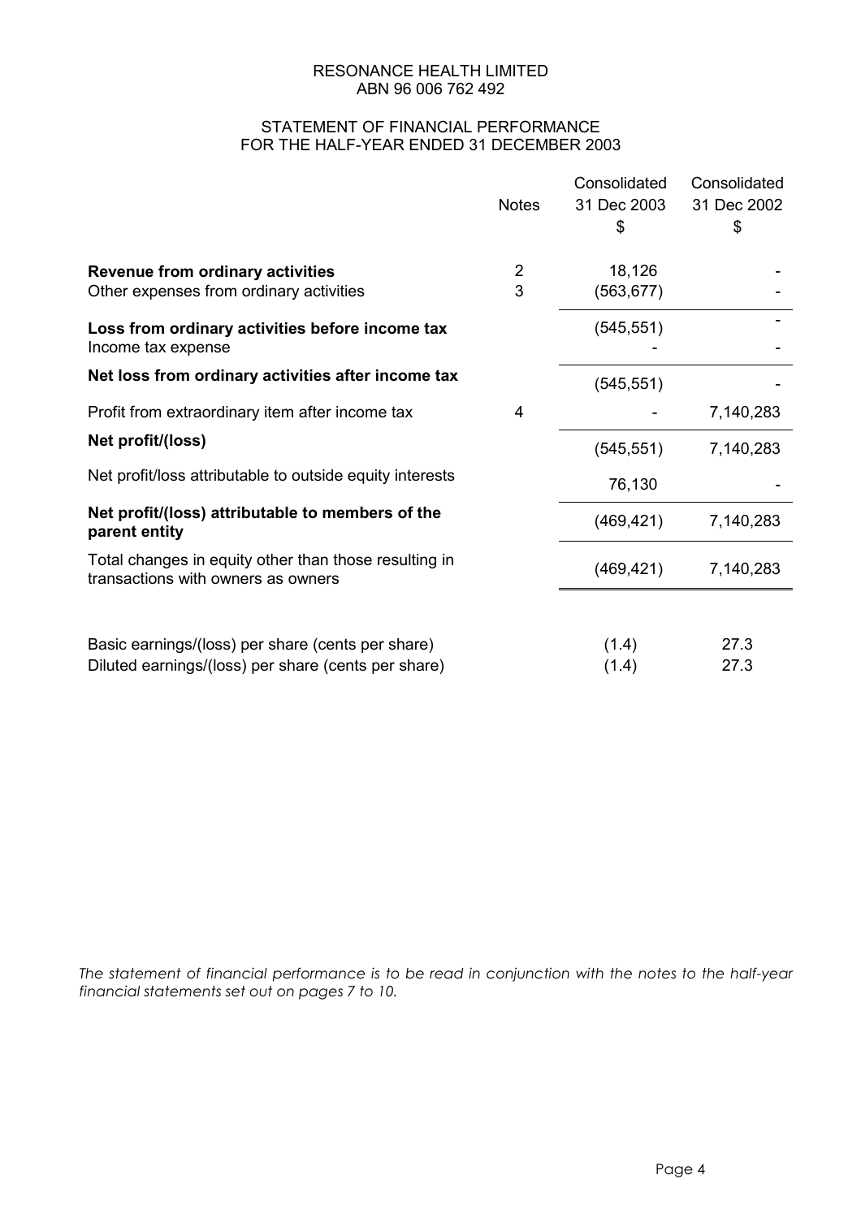RESONANCE HEALTH LIMITED
ABN 96 006 762 492

STATEMENT OF FINANCIAL PERFORMANCE
FOR THE HALF-YEAR ENDED 31 DECEMBER 2003

| | Notes | Consolidated 31 Dec 2003 $ | Consolidated 31 Dec 2002 $ |
|---|---|---|---|
| **Revenue from ordinary activities** | 2 | 18,126 | - |
| Other expenses from ordinary activities | 3 | (563,677) | - |
| **Loss from ordinary activities before income tax** | | (545,551) | - |
| Income tax expense | | - | - |
| **Net loss from ordinary activities after income tax** | | (545,551) | - |
| Profit from extraordinary item after income tax | 4 | - | 7,140,283 |
| **Net profit/(loss)** | | (545,551) | 7,140,283 |
| Net profit/loss attributable to outside equity interests | | 76,130 | - |
| **Net profit/(loss) attributable to members of the parent entity** | | (469,421) | 7,140,283 |
| Total changes in equity other than those resulting in transactions with owners as owners | | (469,421) | 7,140,283 |
| | | | |
| Basic earnings/(loss) per share (cents per share) | | (1.4) | 27.3 |
| Diluted earnings/(loss) per share (cents per share) | | (1.4) | 27.3 |

*The statement of financial performance is to be read in conjunction with the notes to the half-year financial statements set out on pages 7 to 10.*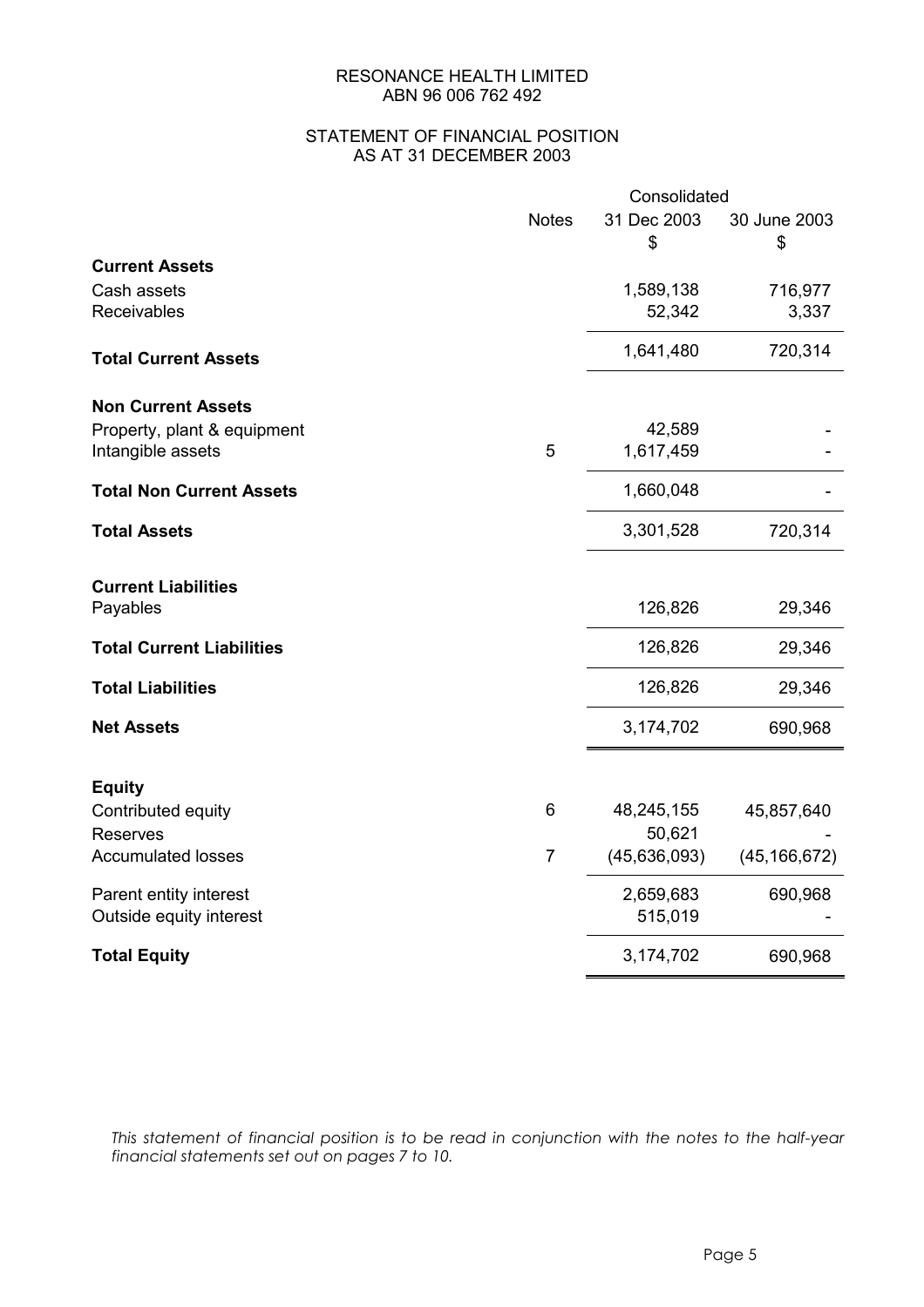RESONANCE HEALTH LIMITED
ABN 96 006 762 492

## STATEMENT OF FINANCIAL POSITION
## AS AT 31 DECEMBER 2003

| | Notes | Consolidated | |
|---|---|---|---|
| | | 31 Dec 2003 | 30 June 2003 |
| | | $ | $ |
| **Current Assets** | | | |
| Cash assets | | 1,589,138 | 716,977 |
| Receivables | | 52,342 | 3,337 |
| **Total Current Assets** | | 1,641,480 | 720,314 |
| **Non Current Assets** | | | |
| Property, plant & equipment | | 42,589 | - |
| Intangible assets | 5 | 1,617,459 | - |
| **Total Non Current Assets** | | 1,660,048 | - |
| **Total Assets** | | 3,301,528 | 720,314 |
| **Current Liabilities** | | | |
| Payables | | 126,826 | 29,346 |
| **Total Current Liabilities** | | 126,826 | 29,346 |
| **Total Liabilities** | | 126,826 | 29,346 |
| **Net Assets** | | 3,174,702 | 690,968 |
| **Equity** | | | |
| Contributed equity | 6 | 48,245,155 | 45,857,640 |
| Reserves | | 50,621 | - |
| Accumulated losses | 7 | (45,636,093) | (45,166,672) |
| Parent entity interest | | 2,659,683 | 690,968 |
| Outside equity interest | | 515,019 | - |
| **Total Equity** | | 3,174,702 | 690,968 |

*This statement of financial position is to be read in conjunction with the notes to the half-year financial statements set out on pages 7 to 10.*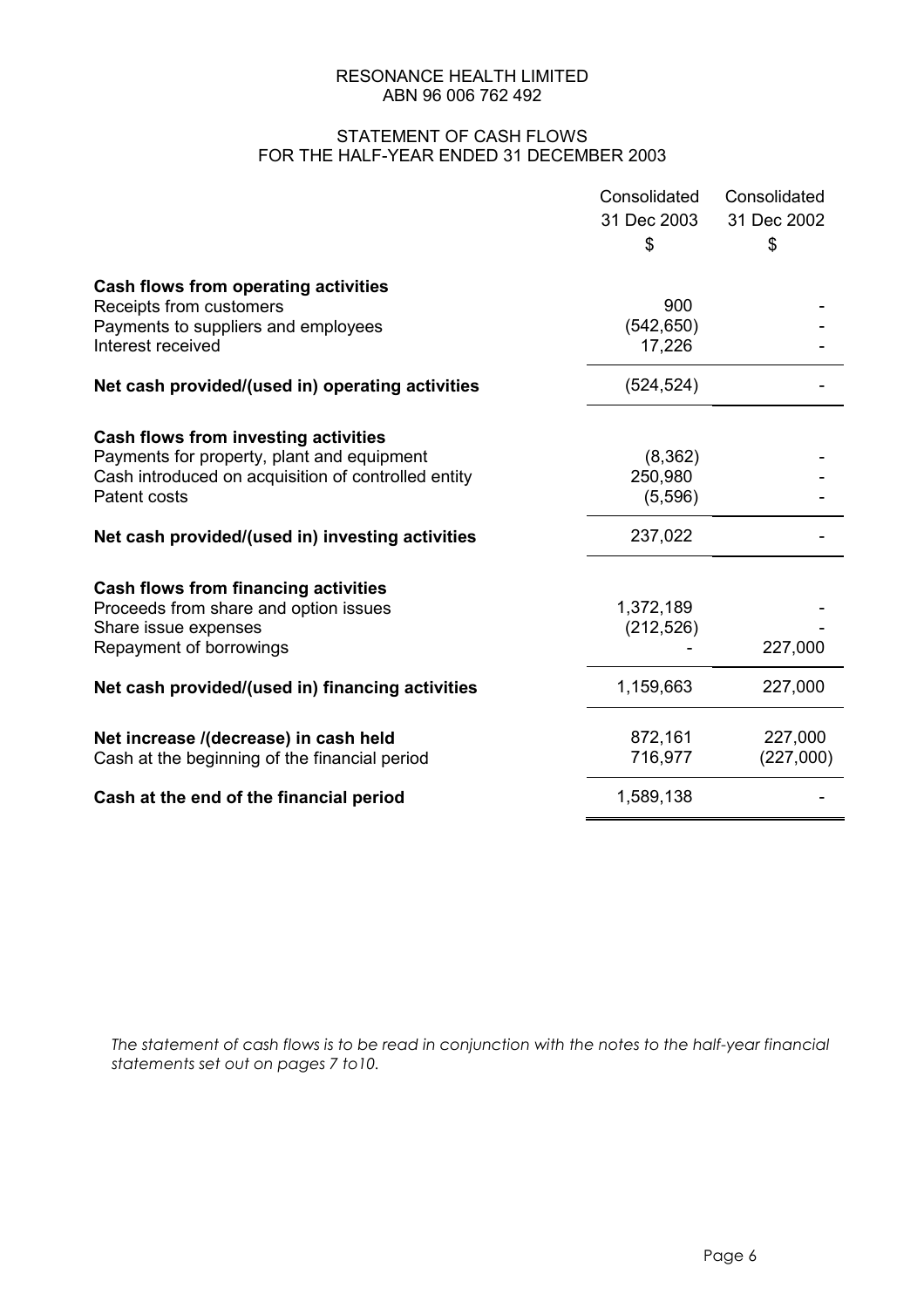RESONANCE HEALTH LIMITED
ABN 96 006 762 492

STATEMENT OF CASH FLOWS
FOR THE HALF-YEAR ENDED 31 DECEMBER 2003

| | Consolidated 31 Dec 2003 $ | Consolidated 31 Dec 2002 $ |
|---|---|---|
| **Cash flows from operating activities** | | |
| Receipts from customers | 900 | - |
| Payments to suppliers and employees | (542,650) | - |
| Interest received | 17,226 | - |
| **Net cash provided/(used in) operating activities** | (524,524) | - |
| **Cash flows from investing activities** | | |
| Payments for property, plant and equipment | (8,362) | - |
| Cash introduced on acquisition of controlled entity | 250,980 | - |
| Patent costs | (5,596) | - |
| **Net cash provided/(used in) investing activities** | 237,022 | - |
| **Cash flows from financing activities** | | |
| Proceeds from share and option issues | 1,372,189 | - |
| Share issue expenses | (212,526) | - |
| Repayment of borrowings | - | 227,000 |
| **Net cash provided/(used in) financing activities** | 1,159,663 | 227,000 |
| **Net increase /(decrease) in cash held** | 872,161 | 227,000 |
| Cash at the beginning of the financial period | 716,977 | (227,000) |
| **Cash at the end of the financial period** | 1,589,138 | - |

*The statement of cash flows is to be read in conjunction with the notes to the half-year financial statements set out on pages 7 to10.*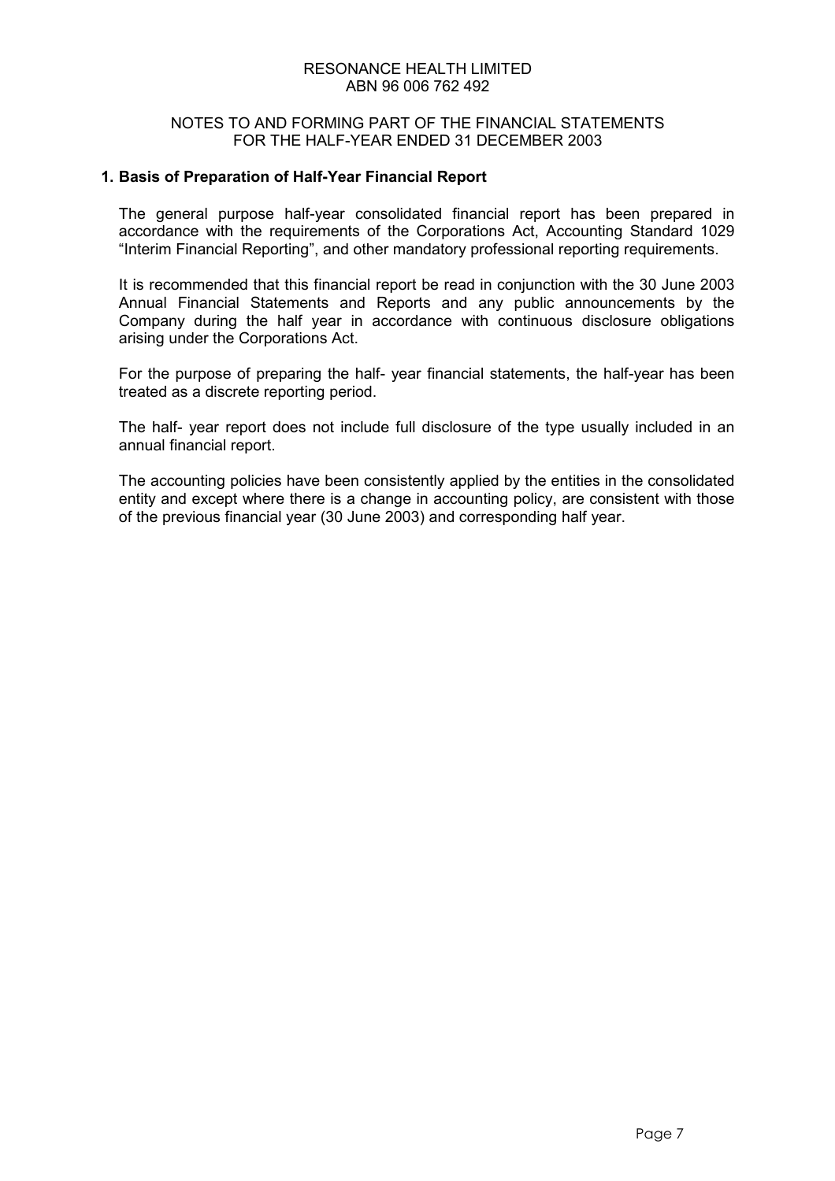RESONANCE HEALTH LIMITED
ABN 96 006 762 492

NOTES TO AND FORMING PART OF THE FINANCIAL STATEMENTS
FOR THE HALF-YEAR ENDED 31 DECEMBER 2003

## 1. Basis of Preparation of Half-Year Financial Report

The general purpose half-year consolidated financial report has been prepared in accordance with the requirements of the Corporations Act, Accounting Standard 1029 "Interim Financial Reporting", and other mandatory professional reporting requirements.

It is recommended that this financial report be read in conjunction with the 30 June 2003 Annual Financial Statements and Reports and any public announcements by the Company during the half year in accordance with continuous disclosure obligations arising under the Corporations Act.

For the purpose of preparing the half- year financial statements, the half-year has been treated as a discrete reporting period.

The half- year report does not include full disclosure of the type usually included in an annual financial report.

The accounting policies have been consistently applied by the entities in the consolidated entity and except where there is a change in accounting policy, are consistent with those of the previous financial year (30 June 2003) and corresponding half year.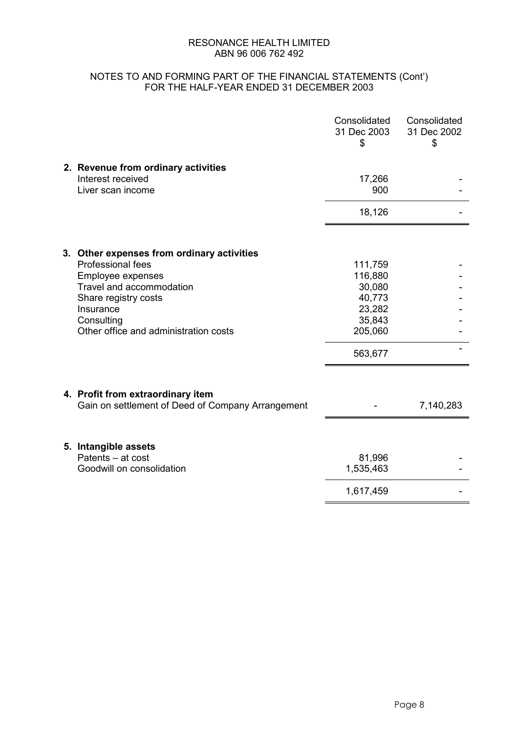RESONANCE HEALTH LIMITED
ABN 96 006 762 492

NOTES TO AND FORMING PART OF THE FINANCIAL STATEMENTS (Cont')
FOR THE HALF-YEAR ENDED 31 DECEMBER 2003

| | Consolidated 31 Dec 2003 $ | Consolidated 31 Dec 2002 $ |
|---|---|---|
| **2. Revenue from ordinary activities** | | |
| Interest received | 17,266 | - |
| Liver scan income | 900 | - |
| | 18,126 | - |
| **3. Other expenses from ordinary activities** | | |
| Professional fees | 111,759 | - |
| Employee expenses | 116,880 | - |
| Travel and accommodation | 30,080 | - |
| Share registry costs | 40,773 | - |
| Insurance | 23,282 | - |
| Consulting | 35,843 | - |
| Other office and administration costs | 205,060 | - |
| | 563,677 | - |
| **4. Profit from extraordinary item** | | |
| Gain on settlement of Deed of Company Arrangement | - | 7,140,283 |
| **5. Intangible assets** | | |
| Patents – at cost | 81,996 | - |
| Goodwill on consolidation | 1,535,463 | - |
| | 1,617,459 | - |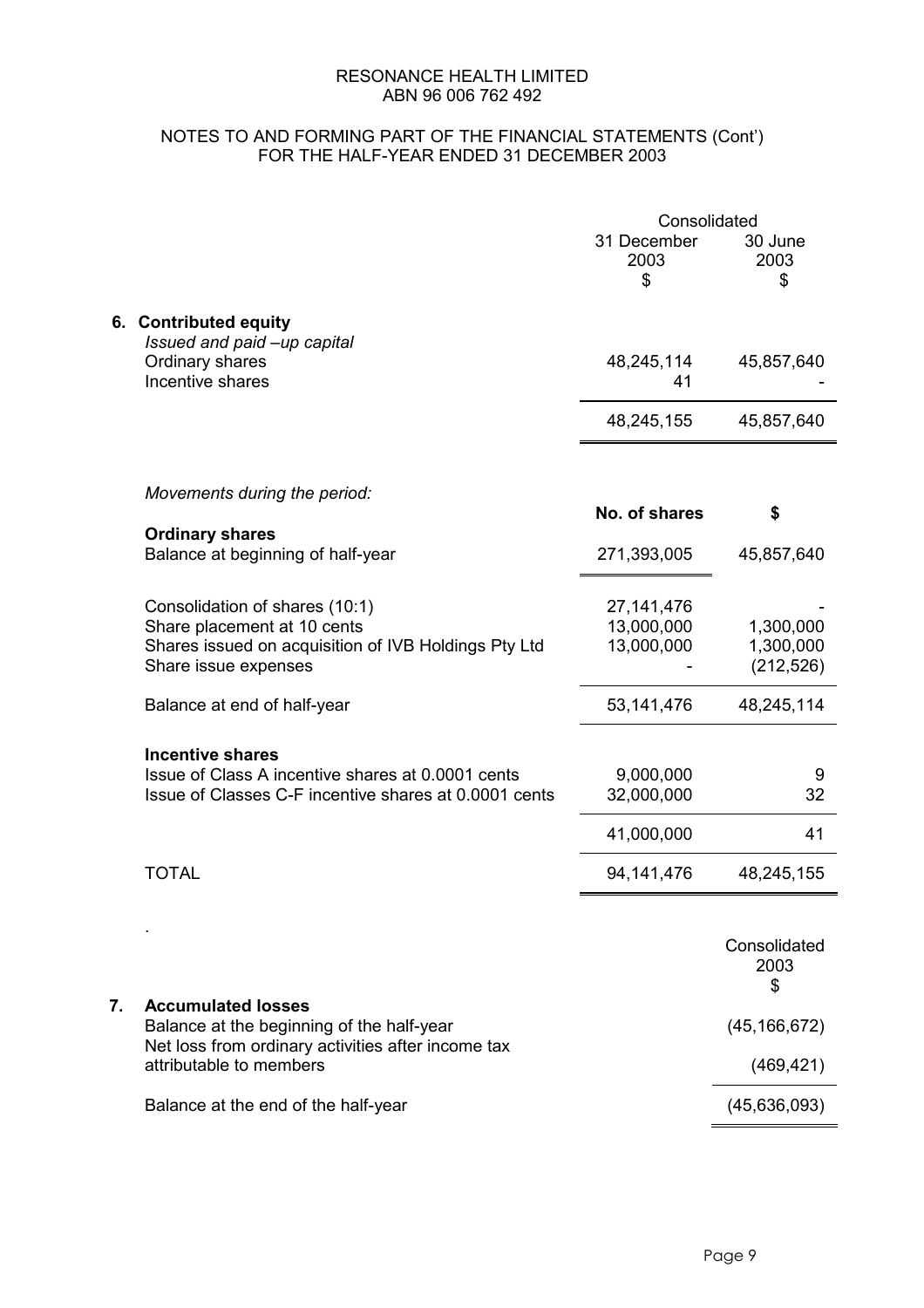RESONANCE HEALTH LIMITED
ABN 96 006 762 492

NOTES TO AND FORMING PART OF THE FINANCIAL STATEMENTS (Cont')
FOR THE HALF-YEAR ENDED 31 DECEMBER 2003

| | Consolidated | |
|---|---|---|
| | 31 December 2003 $ | 30 June 2003 $ |
| **6. Contributed equity** | | |
| *Issued and paid –up capital* | | |
| Ordinary shares | 48,245,114 | 45,857,640 |
| Incentive shares | 41 | - |
| | 48,245,155 | 45,857,640 |

*Movements during the period:*

| | No. of shares | $ |
|---|---|---|
| **Ordinary shares** | | |
| Balance at beginning of half-year | 271,393,005 | 45,857,640 |
| Consolidation of shares (10:1) | 27,141,476 | - |
| Share placement at 10 cents | 13,000,000 | 1,300,000 |
| Shares issued on acquisition of IVB Holdings Pty Ltd | 13,000,000 | 1,300,000 |
| Share issue expenses | - | (212,526) |
| Balance at end of half-year | 53,141,476 | 48,245,114 |
| **Incentive shares** | | |
| Issue of Class A incentive shares at 0.0001 cents | 9,000,000 | 9 |
| Issue of Classes C-F incentive shares at 0.0001 cents | 32,000,000 | 32 |
| | 41,000,000 | 41 |
| TOTAL | 94,141,476 | 48,245,155 |

| | Consolidated 2003 $ |
|---|---|
| **7. Accumulated losses** | |
| Balance at the beginning of the half-year | (45,166,672) |
| Net loss from ordinary activities after income tax attributable to members | (469,421) |
| Balance at the end of the half-year | (45,636,093) |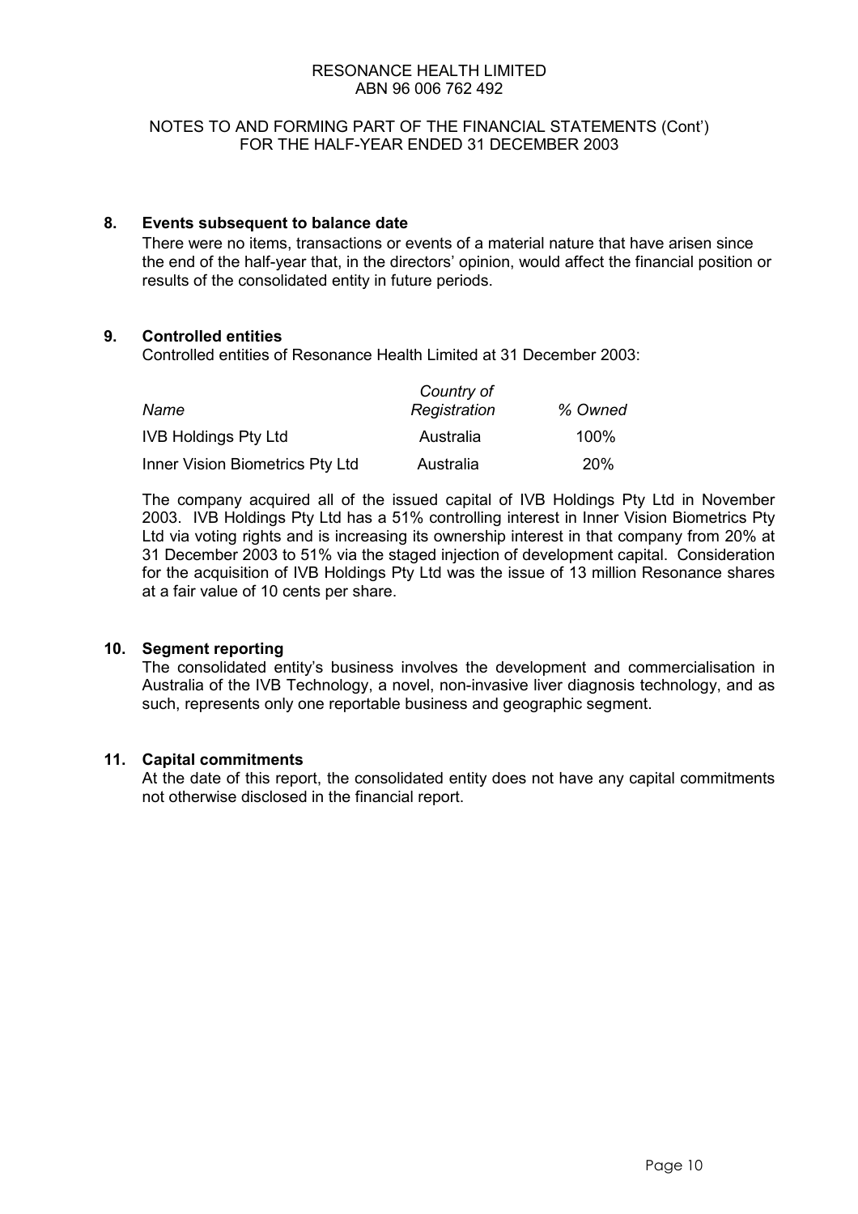RESONANCE HEALTH LIMITED
ABN 96 006 762 492

NOTES TO AND FORMING PART OF THE FINANCIAL STATEMENTS (Cont')
FOR THE HALF-YEAR ENDED 31 DECEMBER 2003

## 8. Events subsequent to balance date

There were no items, transactions or events of a material nature that have arisen since the end of the half-year that, in the directors' opinion, would affect the financial position or results of the consolidated entity in future periods.

## 9. Controlled entities

Controlled entities of Resonance Health Limited at 31 December 2003:

| *Name* | *Country of Registration* | *% Owned* |
|---|---|---|
| IVB Holdings Pty Ltd | Australia | 100% |
| Inner Vision Biometrics Pty Ltd | Australia | 20% |

The company acquired all of the issued capital of IVB Holdings Pty Ltd in November 2003. IVB Holdings Pty Ltd has a 51% controlling interest in Inner Vision Biometrics Pty Ltd via voting rights and is increasing its ownership interest in that company from 20% at 31 December 2003 to 51% via the staged injection of development capital. Consideration for the acquisition of IVB Holdings Pty Ltd was the issue of 13 million Resonance shares at a fair value of 10 cents per share.

## 10. Segment reporting

The consolidated entity's business involves the development and commercialisation in Australia of the IVB Technology, a novel, non-invasive liver diagnosis technology, and as such, represents only one reportable business and geographic segment.

## 11. Capital commitments

At the date of this report, the consolidated entity does not have any capital commitments not otherwise disclosed in the financial report.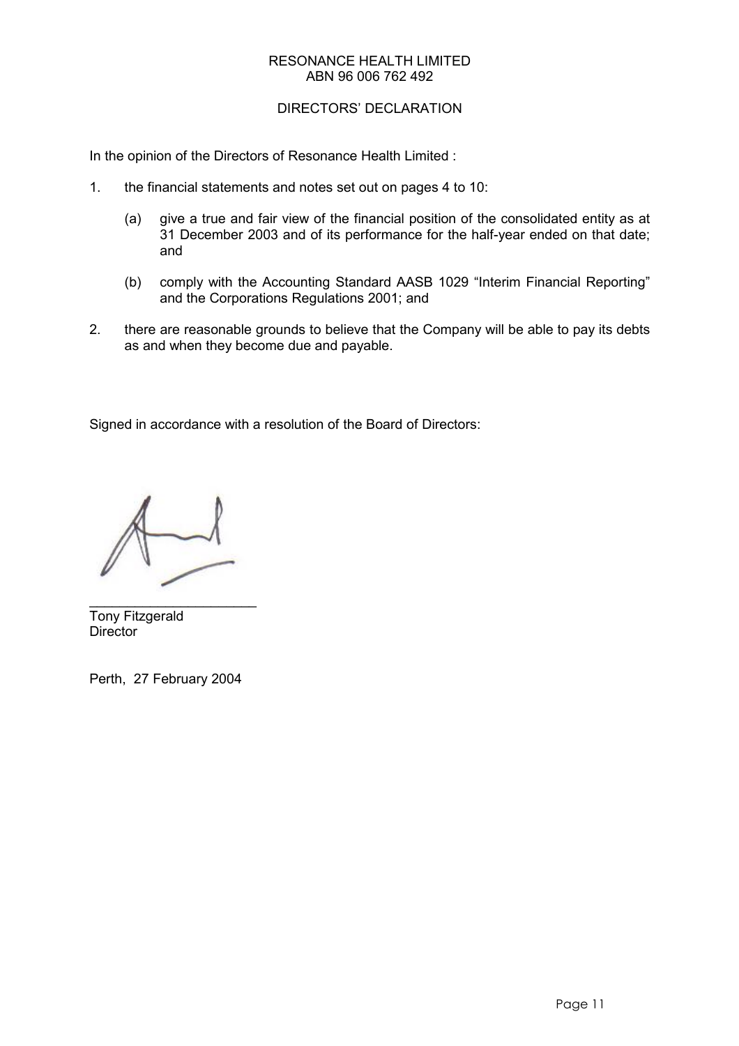RESONANCE HEALTH LIMITED
ABN 96 006 762 492

## DIRECTORS' DECLARATION

In the opinion of the Directors of Resonance Health Limited :

1. the financial statements and notes set out on pages 4 to 10:

   (a) give a true and fair view of the financial position of the consolidated entity as at 31 December 2003 and of its performance for the half-year ended on that date; and

   (b) comply with the Accounting Standard AASB 1029 "Interim Financial Reporting" and the Corporations Regulations 2001; and

2. there are reasonable grounds to believe that the Company will be able to pay its debts as and when they become due and payable.

Signed in accordance with a resolution of the Board of Directors:

_______________________
Tony Fitzgerald
Director

Perth, 27 February 2004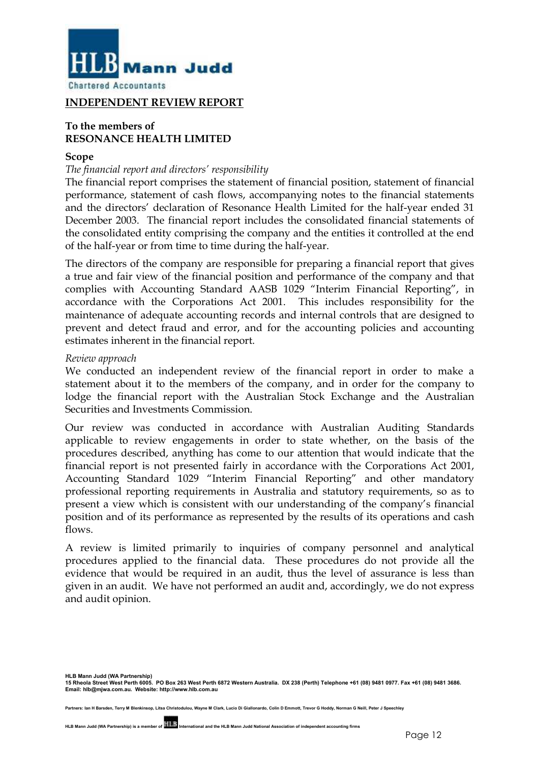HLB Mann Judd

Chartered Accountants

## INDEPENDENT REVIEW REPORT

**To the members of**
**RESONANCE HEALTH LIMITED**

**Scope**

*The financial report and directors' responsibility*

The financial report comprises the statement of financial position, statement of financial performance, statement of cash flows, accompanying notes to the financial statements and the directors' declaration of Resonance Health Limited for the half-year ended 31 December 2003. The financial report includes the consolidated financial statements of the consolidated entity comprising the company and the entities it controlled at the end of the half-year or from time to time during the half-year.

The directors of the company are responsible for preparing a financial report that gives a true and fair view of the financial position and performance of the company and that complies with Accounting Standard AASB 1029 "Interim Financial Reporting", in accordance with the Corporations Act 2001. This includes responsibility for the maintenance of adequate accounting records and internal controls that are designed to prevent and detect fraud and error, and for the accounting policies and accounting estimates inherent in the financial report.

*Review approach*

We conducted an independent review of the financial report in order to make a statement about it to the members of the company, and in order for the company to lodge the financial report with the Australian Stock Exchange and the Australian Securities and Investments Commission.

Our review was conducted in accordance with Australian Auditing Standards applicable to review engagements in order to state whether, on the basis of the procedures described, anything has come to our attention that would indicate that the financial report is not presented fairly in accordance with the Corporations Act 2001, Accounting Standard 1029 "Interim Financial Reporting" and other mandatory professional reporting requirements in Australia and statutory requirements, so as to present a view which is consistent with our understanding of the company's financial position and of its performance as represented by the results of its operations and cash flows.

A review is limited primarily to inquiries of company personnel and analytical procedures applied to the financial data. These procedures do not provide all the evidence that would be required in an audit, thus the level of assurance is less than given in an audit. We have not performed an audit and, accordingly, we do not express and audit opinion.

**HLB Mann Judd (WA Partnership)**
**15 Rheola Street West Perth 6005. PO Box 263 West Perth 6872 Western Australia. DX 238 (Perth) Telephone +61 (08) 9481 0977. Fax +61 (08) 9481 3686.**
**Email: hlb@mjwa.com.au. Website: http://www.hlb.com.au**

**Partners: Ian H Barsden, Terry M Blenkinsop, Litsa Christodulou, Wayne M Clark, Lucio Di Giallonardo, Colin D Emmott, Trevor G Hoddy, Norman G Neill, Peter J Speechley**

**HLB Mann Judd (WA Partnership) is a member of HLB International and the HLB Mann Judd National Association of independent accounting firms**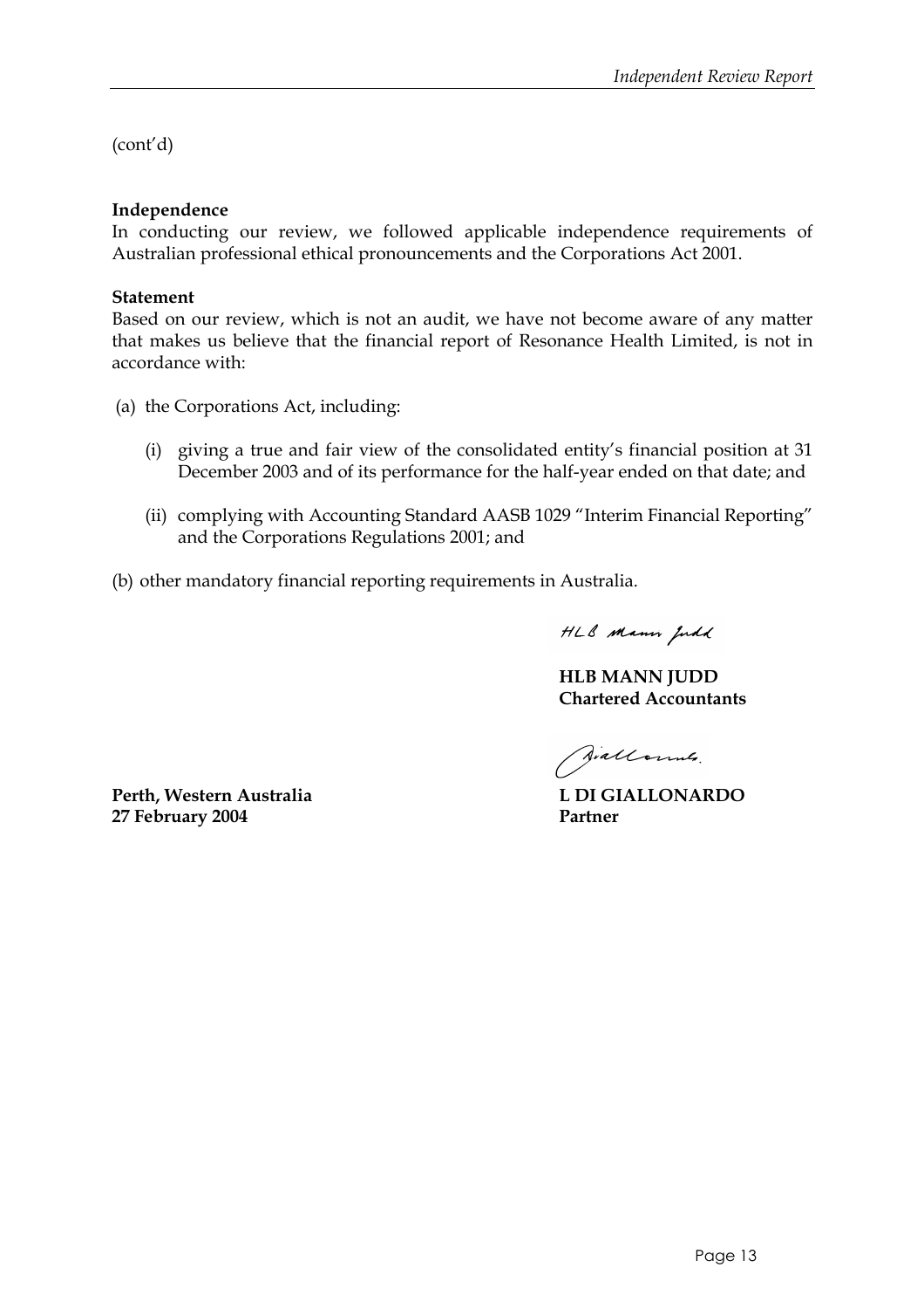(cont'd)

**Independence**
In conducting our review, we followed applicable independence requirements of Australian professional ethical pronouncements and the Corporations Act 2001.

**Statement**
Based on our review, which is not an audit, we have not become aware of any matter that makes us believe that the financial report of Resonance Health Limited, is not in accordance with:

(a) the Corporations Act, including:

(i) giving a true and fair view of the consolidated entity's financial position at 31 December 2003 and of its performance for the half-year ended on that date; and

(ii) complying with Accounting Standard AASB 1029 "Interim Financial Reporting" and the Corporations Regulations 2001; and

(b) other mandatory financial reporting requirements in Australia.

HLB Mann Judd

**HLB MANN JUDD**
**Chartered Accountants**

Giallonardo

**Perth, Western Australia**
**27 February 2004**

**L DI GIALLONARDO**
**Partner**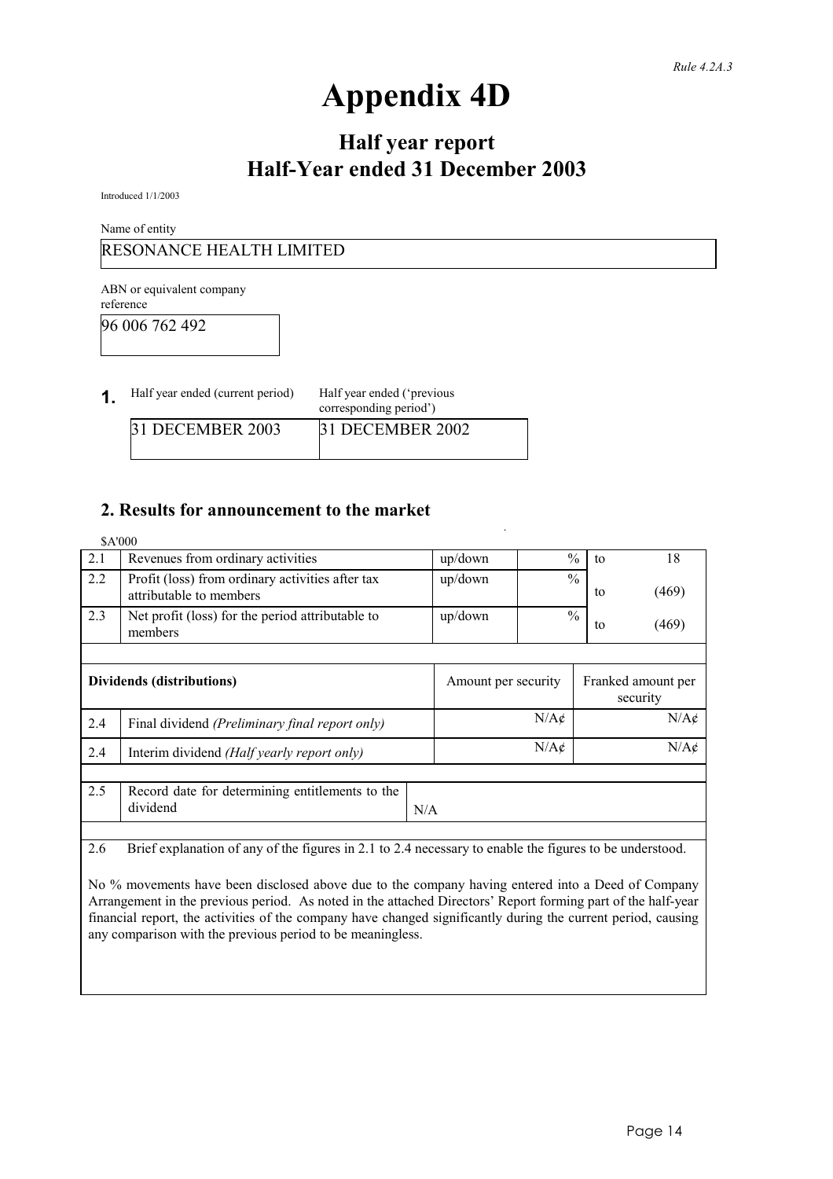*Rule 4.2A.3*

# Appendix 4D

## Half year report
## Half-Year ended 31 December 2003

Introduced 1/1/2003

Name of entity

RESONANCE HEALTH LIMITED

ABN or equivalent company reference

96 006 762 492

**1.**

| Half year ended (current period) | Half year ended ('previous corresponding period') |
|---|---|
| 31 DECEMBER 2003 | 31 DECEMBER 2002 |

## 2. Results for announcement to the market

$A'000

| | | | | | |
|---|---|---|---|---|---|
| 2.1 | Revenues from ordinary activities | up/down | % | to | 18 |
| 2.2 | Profit (loss) from ordinary activities after tax attributable to members | up/down | % | to | (469) |
| 2.3 | Net profit (loss) for the period attributable to members | up/down | % | to | (469) |

| **Dividends (distributions)** | | Amount per security | Franked amount per security |
|---|---|---|---|
| 2.4 | Final dividend *(Preliminary final report only)* | N/A¢ | N/A¢ |
| 2.4 | Interim dividend *(Half yearly report only)* | N/A¢ | N/A¢ |

| | | |
|---|---|---|
| 2.5 | Record date for determining entitlements to the dividend | N/A |

2.6 Brief explanation of any of the figures in 2.1 to 2.4 necessary to enable the figures to be understood.

No % movements have been disclosed above due to the company having entered into a Deed of Company Arrangement in the previous period. As noted in the attached Directors' Report forming part of the half-year financial report, the activities of the company have changed significantly during the current period, causing any comparison with the previous period to be meaningless.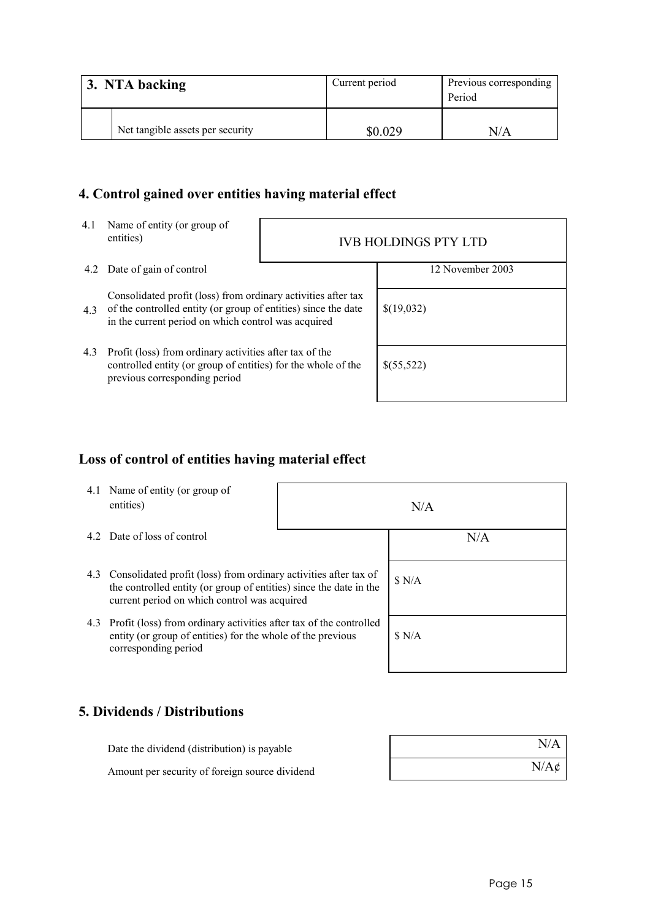| 3. NTA backing | | Current period | Previous corresponding Period |
|---|---|---|---|
| | Net tangible assets per security | \$0.029 | N/A |

## 4. Control gained over entities having material effect

| | | |
|---|---|---|
| 4.1 | Name of entity (or group of entities) | IVB HOLDINGS PTY LTD |
| 4.2 | Date of gain of control | 12 November 2003 |
| 4.3 | Consolidated profit (loss) from ordinary activities after tax of the controlled entity (or group of entities) since the date in the current period on which control was acquired | \$(19,032) |
| 4.3 | Profit (loss) from ordinary activities after tax of the controlled entity (or group of entities) for the whole of the previous corresponding period | \$(55,522) |

## Loss of control of entities having material effect

| | | |
|---|---|---|
| 4.1 | Name of entity (or group of entities) | N/A |
| 4.2 | Date of loss of control | N/A |
| 4.3 | Consolidated profit (loss) from ordinary activities after tax of the controlled entity (or group of entities) since the date in the current period on which control was acquired | \$ N/A |
| 4.3 | Profit (loss) from ordinary activities after tax of the controlled entity (or group of entities) for the whole of the previous corresponding period | \$ N/A |

## 5. Dividends / Distributions

| | |
|---|---|
| Date the dividend (distribution) is payable | N/A |
| Amount per security of foreign source dividend | N/A¢ |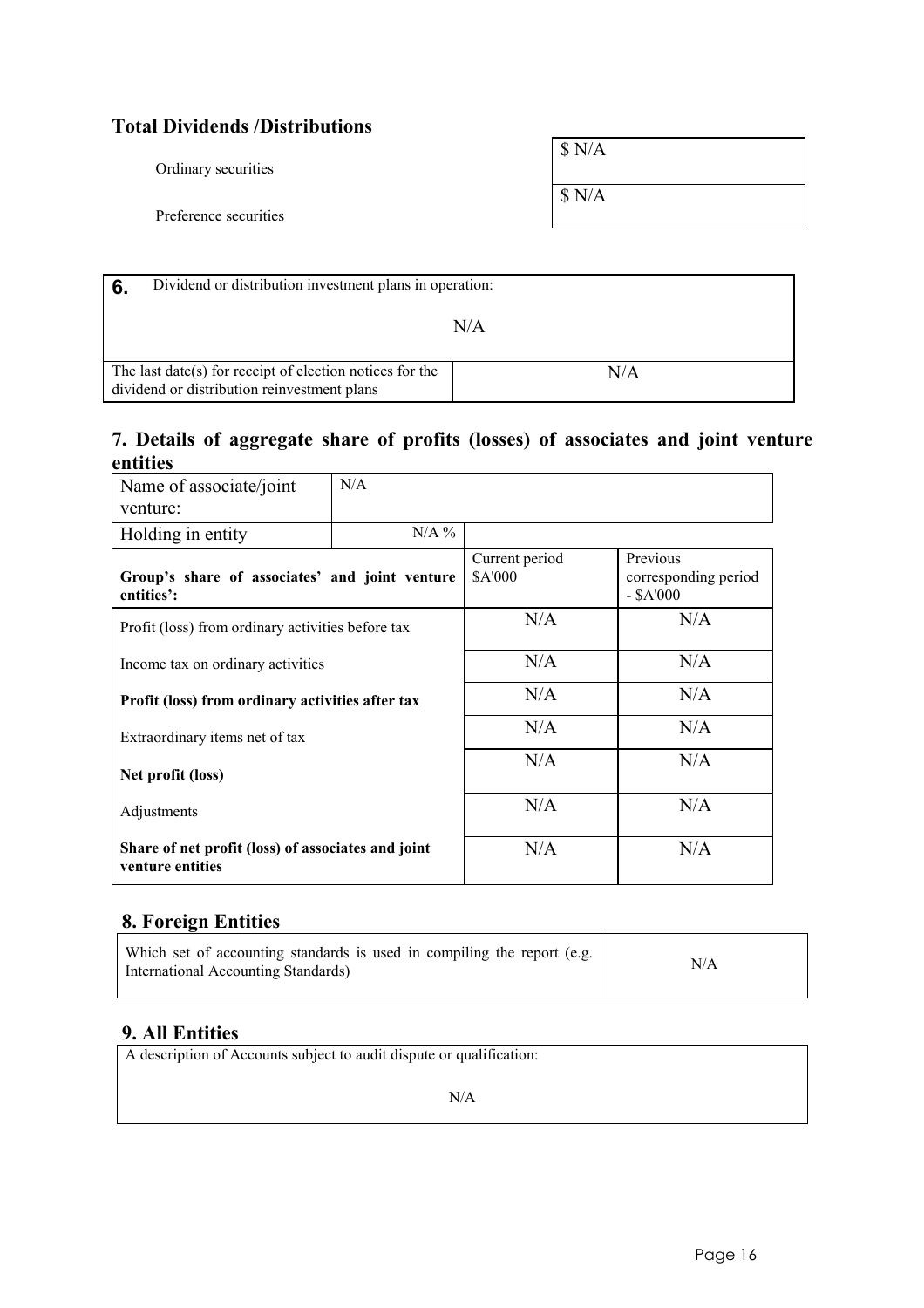## Total Dividends /Distributions

| | |
|---|---|
| Ordinary securities | $ N/A |
| Preference securities | $ N/A |

| | |
|---|---|
| **6.** Dividend or distribution investment plans in operation: N/A | |
| The last date(s) for receipt of election notices for the dividend or distribution reinvestment plans | N/A |

## 7. Details of aggregate share of profits (losses) of associates and joint venture entities

| | | | |
|---|---|---|---|
| Name of associate/joint venture: | N/A | | |
| Holding in entity | N/A % | | |
| **Group's share of associates' and joint venture entities':** | | Current period \$A'000 | Previous corresponding period - \$A'000 |
| Profit (loss) from ordinary activities before tax | | N/A | N/A |
| Income tax on ordinary activities | | N/A | N/A |
| **Profit (loss) from ordinary activities after tax** | | N/A | N/A |
| Extraordinary items net of tax | | N/A | N/A |
| **Net profit (loss)** | | N/A | N/A |
| Adjustments | | N/A | N/A |
| **Share of net profit (loss) of associates and joint venture entities** | | N/A | N/A |

## 8. Foreign Entities

| | |
|---|---|
| Which set of accounting standards is used in compiling the report (e.g. International Accounting Standards) | N/A |

## 9. All Entities

| |
|---|
| A description of Accounts subject to audit dispute or qualification: |
| N/A |